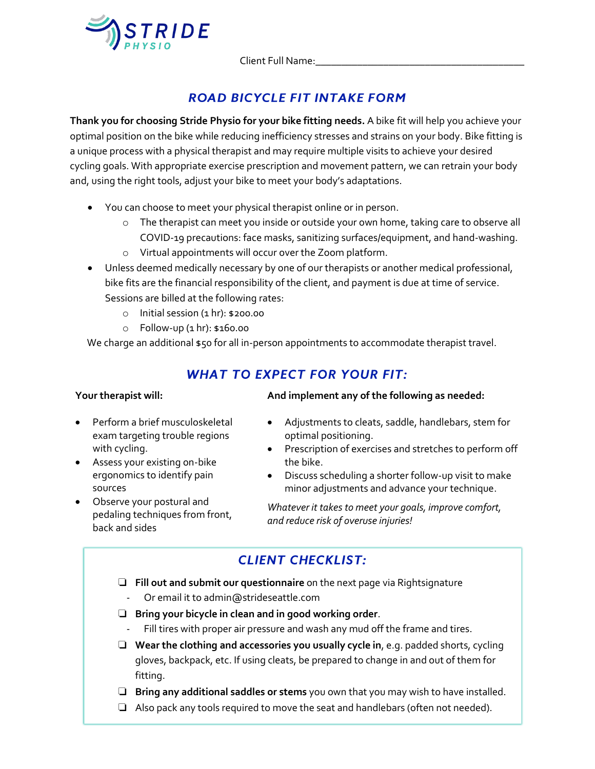STRIDE PHYSIO

Client Full Name:________________________________________

## ROAD BICYCLE FIT INTAKE FORM

**Thank you for choosing Stride Physio for your bike fitting needs.** A bike fit will help you achieve your optimal position on the bike while reducing inefficiency stresses and strains on your body. Bike fitting is a unique process with a physical therapist and may require multiple visits to achieve your desired cycling goals. With appropriate exercise prescription and movement pattern, we can retrain your body and, using the right tools, adjust your bike to meet your body's adaptations.

- You can choose to meet your physical therapist online or in person.
  - The therapist can meet you inside or outside your own home, taking care to observe all COVID-19 precautions: face masks, sanitizing surfaces/equipment, and hand-washing.
  - Virtual appointments will occur over the Zoom platform.
- Unless deemed medically necessary by one of our therapists or another medical professional, bike fits are the financial responsibility of the client, and payment is due at time of service. Sessions are billed at the following rates:
  - Initial session (1 hr): $200.00
  - Follow-up (1 hr): $160.00

We charge an additional $50 for all in-person appointments to accommodate therapist travel.

## WHAT TO EXPECT FOR YOUR FIT:

**Your therapist will:**

- Perform a brief musculoskeletal exam targeting trouble regions with cycling.
- Assess your existing on-bike ergonomics to identify pain sources
- Observe your postural and pedaling techniques from front, back and sides

**And implement any of the following as needed:**

- Adjustments to cleats, saddle, handlebars, stem for optimal positioning.
- Prescription of exercises and stretches to perform off the bike.
- Discuss scheduling a shorter follow-up visit to make minor adjustments and advance your technique.

*Whatever it takes to meet your goals, improve comfort, and reduce risk of overuse injuries!*

## CLIENT CHECKLIST:

- ❑ **Fill out and submit our questionnaire** on the next page via Rightsignature
  - Or email it to admin@strideseattle.com
- ❑ **Bring your bicycle in clean and in good working order**.
  - Fill tires with proper air pressure and wash any mud off the frame and tires.
- ❑ **Wear the clothing and accessories you usually cycle in**, e.g. padded shorts, cycling gloves, backpack, etc. If using cleats, be prepared to change in and out of them for fitting.
- ❑ **Bring any additional saddles or stems** you own that you may wish to have installed.
- ❑ Also pack any tools required to move the seat and handlebars (often not needed).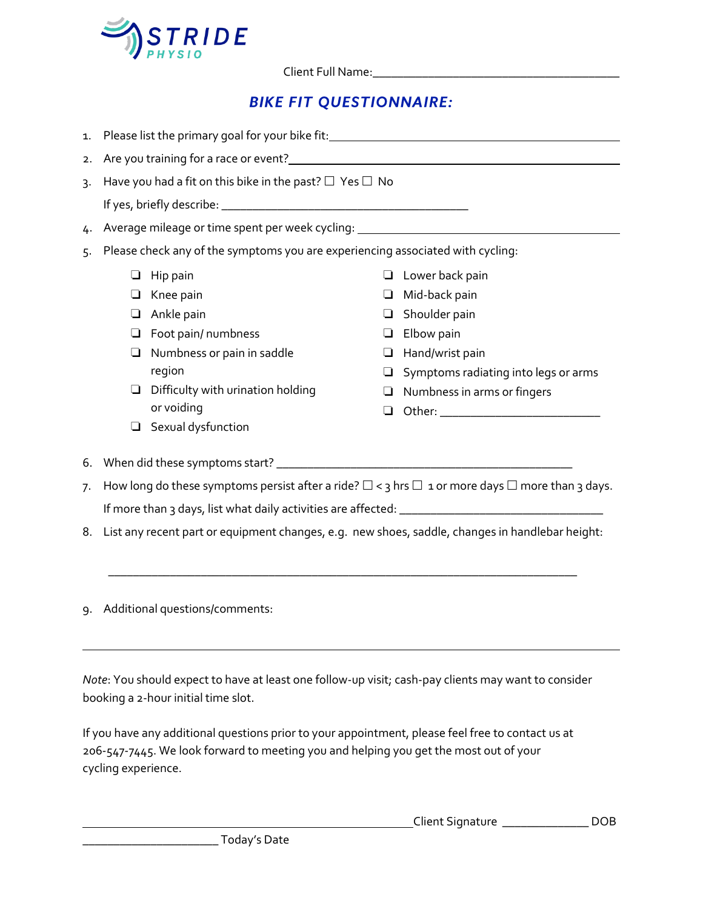STRIDE PHYSIO

Client Full Name:________________________________________

## *BIKE FIT QUESTIONNAIRE:*

1. Please list the primary goal for your bike fit:________________________________________
2. Are you training for a race or event?________________________________________
3. Have you had a fit on this bike in the past? ☐ Yes ☐ No

   If yes, briefly describe: ________________________________________
4. Average mileage or time spent per week cycling: ________________________________________
5. Please check any of the symptoms you are experiencing associated with cycling:

   - ❑ Hip pain
   - ❑ Knee pain
   - ❑ Ankle pain
   - ❑ Foot pain/ numbness
   - ❑ Numbness or pain in saddle region
   - ❑ Difficulty with urination holding or voiding
   - ❑ Sexual dysfunction
   - ❑ Lower back pain
   - ❑ Mid-back pain
   - ❑ Shoulder pain
   - ❑ Elbow pain
   - ❑ Hand/wrist pain
   - ❑ Symptoms radiating into legs or arms
   - ❑ Numbness in arms or fingers
   - ❑ Other: ________________________

6. When did these symptoms start? ________________________________________
7. How long do these symptoms persist after a ride? ☐ < 3 hrs ☐ 1 or more days ☐ more than 3 days.

   If more than 3 days, list what daily activities are affected: ________________________________
8. List any recent part or equipment changes, e.g. new shoes, saddle, changes in handlebar height:

   ________________________________________________________________________
9. Additional questions/comments:

________________________________________________________________________

*Note*: You should expect to have at least one follow-up visit; cash-pay clients may want to consider booking a 2-hour initial time slot.

If you have any additional questions prior to your appointment, please feel free to contact us at 206-547-7445. We look forward to meeting you and helping you get the most out of your cycling experience.

________________________________________ Client Signature ______________ DOB

______________________ Today's Date